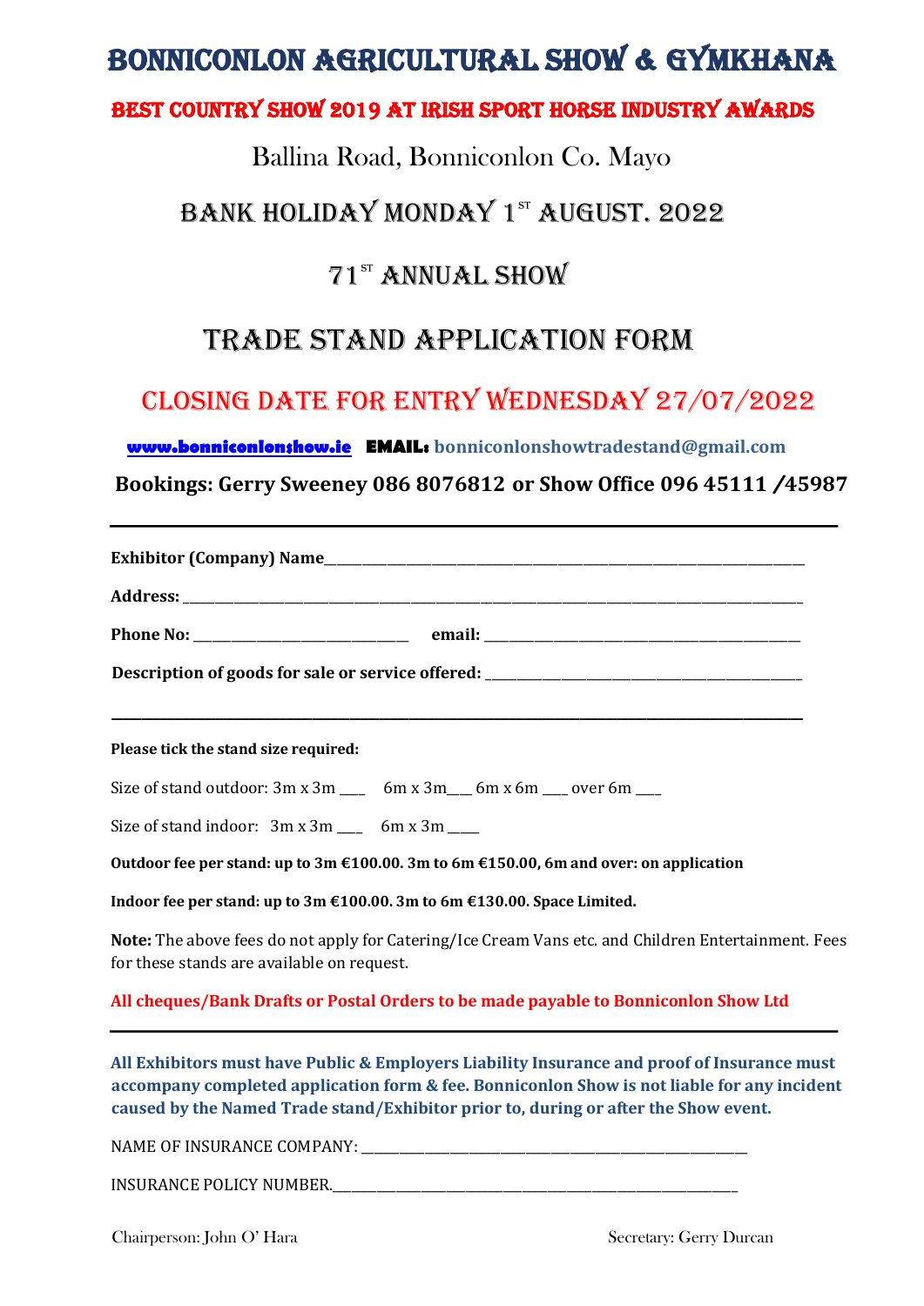# BONNICONLON AGRICULTURAL SHOW & GYMKHANA

## BEST COUNTRY SHOW 2019 AT IRISH SPORT HORSE INDUSTRY AWARDS

Ballina Road, Bonniconlon Co. Mayo

## BANK HOLIDAY MONDAY 1ST AUGUST. 2022

## 71ST ANNUAL SHOW

# TRADE STAND APPLICATION FORM

## CLOSING DATE FOR ENTRY WEDNESDAY 27/07/2022

**www.bonniconlonshow.ie** **EMAIL:** **bonniconlonshowtradestand@gmail.com**

**Bookings: Gerry Sweeney 086 8076812 or Show Office 096 45111 /45987**

---

**Exhibitor (Company) Name**_______________________________________________

**Address:** _______________________________________________________________

**Phone No:** ______________________ **email:** ________________________________

**Description of goods for sale or service offered:** ___________________________

_________________________________________________________________________

**Please tick the stand size required:**

Size of stand outdoor: 3m x 3m ___ 6m x 3m___ 6m x 6m ___ over 6m ___

Size of stand indoor: 3m x 3m ___ 6m x 3m ____

**Outdoor fee per stand: up to 3m €100.00. 3m to 6m €150.00, 6m and over: on application**

**Indoor fee per stand: up to 3m €100.00. 3m to 6m €130.00. Space Limited.**

**Note:** The above fees do not apply for Catering/Ice Cream Vans etc. and Children Entertainment. Fees for these stands are available on request.

**All cheques/Bank Drafts or Postal Orders to be made payable to Bonniconlon Show Ltd**

---

**All Exhibitors must have Public & Employers Liability Insurance and proof of Insurance must accompany completed application form & fee. Bonniconlon Show is not liable for any incident caused by the Named Trade stand/Exhibitor prior to, during or after the Show event.**

NAME OF INSURANCE COMPANY: ____________________________________

INSURANCE POLICY NUMBER.______________________________________

Chairperson: John O' Hara

Secretary: Gerry Durcan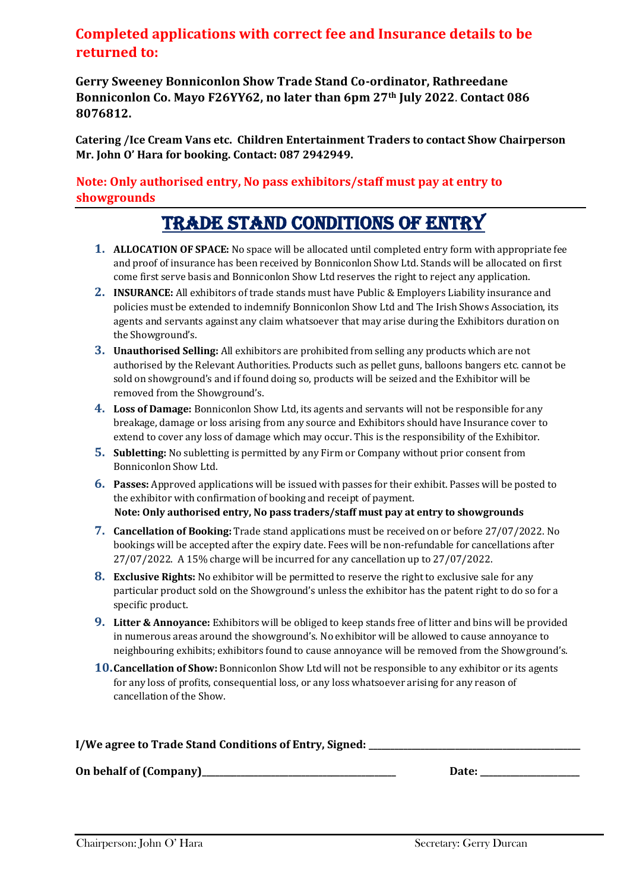**Completed applications with correct fee and Insurance details to be returned to:**

**Gerry Sweeney Bonniconlon Show Trade Stand Co-ordinator, Rathreedane Bonniconlon Co. Mayo F26YY62, no later than 6pm 27th July 2022. Contact 086 8076812.**

**Catering /Ice Cream Vans etc. Children Entertainment Traders to contact Show Chairperson Mr. John O' Hara for booking. Contact: 087 2942949.**

**Note: Only authorised entry, No pass exhibitors/staff must pay at entry to showgrounds**

# TRADE STAND CONDITIONS OF ENTRY

1. **ALLOCATION OF SPACE:** No space will be allocated until completed entry form with appropriate fee and proof of insurance has been received by Bonniconlon Show Ltd. Stands will be allocated on first come first serve basis and Bonniconlon Show Ltd reserves the right to reject any application.
2. **INSURANCE:** All exhibitors of trade stands must have Public & Employers Liability insurance and policies must be extended to indemnify Bonniconlon Show Ltd and The Irish Shows Association, its agents and servants against any claim whatsoever that may arise during the Exhibitors duration on the Showground's.
3. **Unauthorised Selling:** All exhibitors are prohibited from selling any products which are not authorised by the Relevant Authorities. Products such as pellet guns, balloons bangers etc. cannot be sold on showground's and if found doing so, products will be seized and the Exhibitor will be removed from the Showground's.
4. **Loss of Damage:** Bonniconlon Show Ltd, its agents and servants will not be responsible for any breakage, damage or loss arising from any source and Exhibitors should have Insurance cover to extend to cover any loss of damage which may occur. This is the responsibility of the Exhibitor.
5. **Subletting:** No subletting is permitted by any Firm or Company without prior consent from Bonniconlon Show Ltd.
6. **Passes:** Approved applications will be issued with passes for their exhibit. Passes will be posted to the exhibitor with confirmation of booking and receipt of payment.
   **Note: Only authorised entry, No pass traders/staff must pay at entry to showgrounds**
7. **Cancellation of Booking:** Trade stand applications must be received on or before 27/07/2022. No bookings will be accepted after the expiry date. Fees will be non-refundable for cancellations after 27/07/2022. A 15% charge will be incurred for any cancellation up to 27/07/2022.
8. **Exclusive Rights:** No exhibitor will be permitted to reserve the right to exclusive sale for any particular product sold on the Showground's unless the exhibitor has the patent right to do so for a specific product.
9. **Litter & Annoyance:** Exhibitors will be obliged to keep stands free of litter and bins will be provided in numerous areas around the showground's. No exhibitor will be allowed to cause annoyance to neighbouring exhibits; exhibitors found to cause annoyance will be removed from the Showground's.
10. **Cancellation of Show:** Bonniconlon Show Ltd will not be responsible to any exhibitor or its agents for any loss of profits, consequential loss, or any loss whatsoever arising for any reason of cancellation of the Show.

**I/We agree to Trade Stand Conditions of Entry, Signed: ______________________________**

**On behalf of (Company)______________________________ Date: ______________**

Chairperson: John O' Hara Secretary: Gerry Durcan